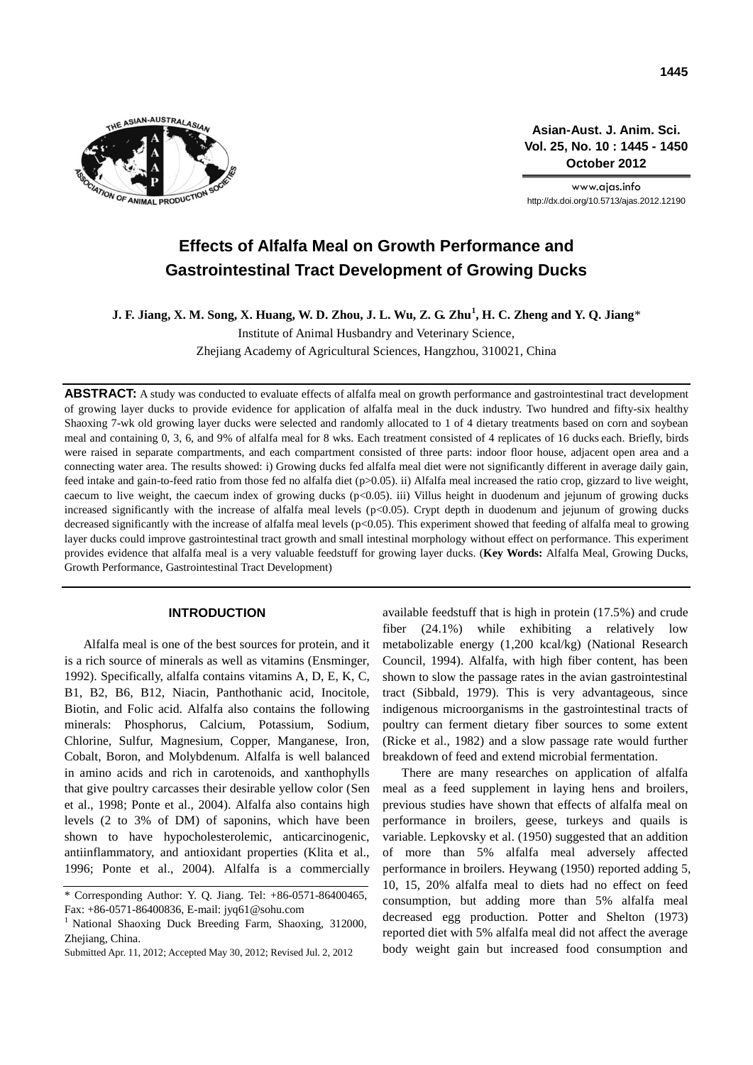# Effects of Alfalfa Meal on Growth Performance and Gastrointestinal Tract Development of Growing Ducks

**J. F. Jiang, X. M. Song, X. Huang, W. D. Zhou, J. L. Wu, Z. G. Zhu[1], H. C. Zheng and Y. Q. Jiang***

Institute of Animal Husbandry and Veterinary Science,
Zhejiang Academy of Agricultural Sciences, Hangzhou, 310021, China

**ABSTRACT:** A study was conducted to evaluate effects of alfalfa meal on growth performance and gastrointestinal tract development of growing layer ducks to provide evidence for application of alfalfa meal in the duck industry. Two hundred and fifty-six healthy Shaoxing 7-wk old growing layer ducks were selected and randomly allocated to 1 of 4 dietary treatments based on corn and soybean meal and containing 0, 3, 6, and 9% of alfalfa meal for 8 wks. Each treatment consisted of 4 replicates of 16 ducks each. Briefly, birds were raised in separate compartments, and each compartment consisted of three parts: indoor floor house, adjacent open area and a connecting water area. The results showed: i) Growing ducks fed alfalfa meal diet were not significantly different in average daily gain, feed intake and gain-to-feed ratio from those fed no alfalfa diet ($p>0.05$). ii) Alfalfa meal increased the ratio crop, gizzard to live weight, caecum to live weight, the caecum index of growing ducks ($p<0.05$). iii) Villus height in duodenum and jejunum of growing ducks increased significantly with the increase of alfalfa meal levels ($p<0.05$). Crypt depth in duodenum and jejunum of growing ducks decreased significantly with the increase of alfalfa meal levels ($p<0.05$). This experiment showed that feeding of alfalfa meal to growing layer ducks could improve gastrointestinal tract growth and small intestinal morphology without effect on performance. This experiment provides evidence that alfalfa meal is a very valuable feedstuff for growing layer ducks. (**Key Words:** Alfalfa Meal, Growing Ducks, Growth Performance, Gastrointestinal Tract Development)

## INTRODUCTION

Alfalfa meal is one of the best sources for protein, and it is a rich source of minerals as well as vitamins (Ensminger, 1992). Specifically, alfalfa contains vitamins A, D, E, K, C, B1, B2, B6, B12, Niacin, Panthothanic acid, Inocitole, Biotin, and Folic acid. Alfalfa also contains the following minerals: Phosphorus, Calcium, Potassium, Sodium, Chlorine, Sulfur, Magnesium, Copper, Manganese, Iron, Cobalt, Boron, and Molybdenum. Alfalfa is well balanced in amino acids and rich in carotenoids, and xanthophylls that give poultry carcasses their desirable yellow color (Sen et al., 1998; Ponte et al., 2004). Alfalfa also contains high levels (2 to 3% of DM) of saponins, which have been shown to have hypocholesterolemic, anticarcinogenic, antiinflammatory, and antioxidant properties (Klita et al., 1996; Ponte et al., 2004). Alfalfa is a commercially available feedstuff that is high in protein (17.5%) and crude fiber (24.1%) while exhibiting a relatively low metabolizable energy (1,200 kcal/kg) (National Research Council, 1994). Alfalfa, with high fiber content, has been shown to slow the passage rates in the avian gastrointestinal tract (Sibbald, 1979). This is very advantageous, since indigenous microorganisms in the gastrointestinal tracts of poultry can ferment dietary fiber sources to some extent (Ricke et al., 1982) and a slow passage rate would further breakdown of feed and extend microbial fermentation.

There are many researches on application of alfalfa meal as a feed supplement in laying hens and broilers, previous studies have shown that effects of alfalfa meal on performance in broilers, geese, turkeys and quails is variable. Lepkovsky et al. (1950) suggested that an addition of more than 5% alfalfa meal adversely affected performance in broilers. Heywang (1950) reported adding 5, 10, 15, 20% alfalfa meal to diets had no effect on feed consumption, but adding more than 5% alfalfa meal decreased egg production. Potter and Shelton (1973) reported diet with 5% alfalfa meal did not affect the average body weight gain but increased food consumption and

\* Corresponding Author: Y. Q. Jiang. Tel: +86-0571-86400465, Fax: +86-0571-86400836, E-mail: jyq61@sohu.com

[1] National Shaoxing Duck Breeding Farm, Shaoxing, 312000, Zhejiang, China.

Submitted Apr. 11, 2012; Accepted May 30, 2012; Revised Jul. 2, 2012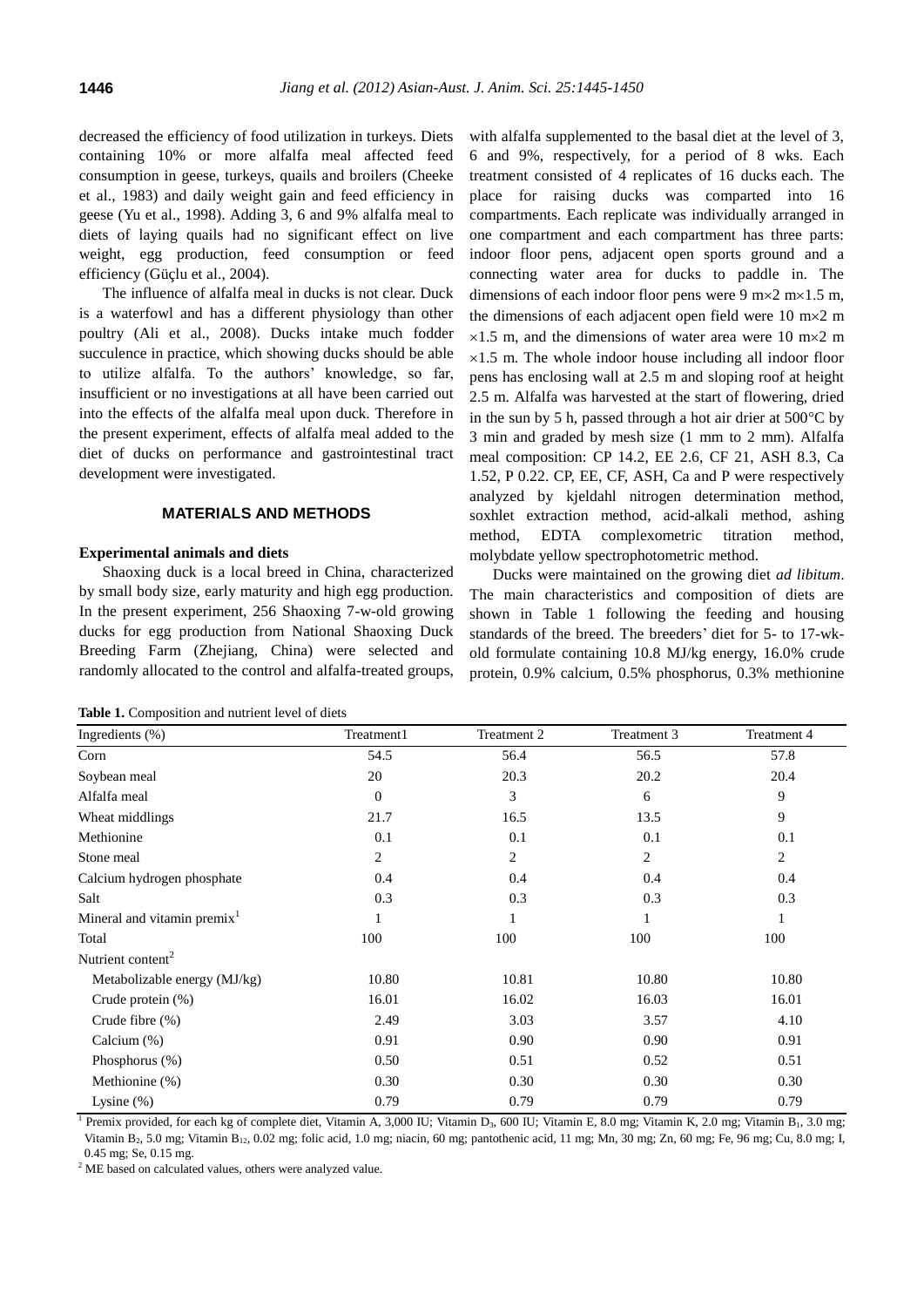decreased the efficiency of food utilization in turkeys. Diets containing 10% or more alfalfa meal affected feed consumption in geese, turkeys, quails and broilers (Cheeke et al., 1983) and daily weight gain and feed efficiency in geese (Yu et al., 1998). Adding 3, 6 and 9% alfalfa meal to diets of laying quails had no significant effect on live weight, egg production, feed consumption or feed efficiency (Güçlu et al., 2004).

The influence of alfalfa meal in ducks is not clear. Duck is a waterfowl and has a different physiology than other poultry (Ali et al., 2008). Ducks intake much fodder succulence in practice, which showing ducks should be able to utilize alfalfa. To the authors' knowledge, so far, insufficient or no investigations at all have been carried out into the effects of the alfalfa meal upon duck. Therefore in the present experiment, effects of alfalfa meal added to the diet of ducks on performance and gastrointestinal tract development were investigated.

## MATERIALS AND METHODS

### Experimental animals and diets

Shaoxing duck is a local breed in China, characterized by small body size, early maturity and high egg production. In the present experiment, 256 Shaoxing 7-w-old growing ducks for egg production from National Shaoxing Duck Breeding Farm (Zhejiang, China) were selected and randomly allocated to the control and alfalfa-treated groups, with alfalfa supplemented to the basal diet at the level of 3, 6 and 9%, respectively, for a period of 8 wks. Each treatment consisted of 4 replicates of 16 ducks each. The place for raising ducks was comparted into 16 compartments. Each replicate was individually arranged in one compartment and each compartment has three parts: indoor floor pens, adjacent open sports ground and a connecting water area for ducks to paddle in. The dimensions of each indoor floor pens were 9 m×2 m×1.5 m, the dimensions of each adjacent open field were 10 m×2 m ×1.5 m, and the dimensions of water area were 10 m×2 m ×1.5 m. The whole indoor house including all indoor floor pens has enclosing wall at 2.5 m and sloping roof at height 2.5 m. Alfalfa was harvested at the start of flowering, dried in the sun by 5 h, passed through a hot air drier at 500°C by 3 min and graded by mesh size (1 mm to 2 mm). Alfalfa meal composition: CP 14.2, EE 2.6, CF 21, ASH 8.3, Ca 1.52, P 0.22. CP, EE, CF, ASH, Ca and P were respectively analyzed by kjeldahl nitrogen determination method, soxhlet extraction method, acid-alkali method, ashing method, EDTA complexometric titration method, molybdate yellow spectrophotometric method.

Ducks were maintained on the growing diet *ad libitum*. The main characteristics and composition of diets are shown in Table 1 following the feeding and housing standards of the breed. The breeders' diet for 5- to 17-wk-old formulate containing 10.8 MJ/kg energy, 16.0% crude protein, 0.9% calcium, 0.5% phosphorus, 0.3% methionine

**Table 1.** Composition and nutrient level of diets

| Ingredients (%) | Treatment1 | Treatment 2 | Treatment 3 | Treatment 4 |
|---|---|---|---|---|
| Corn | 54.5 | 56.4 | 56.5 | 57.8 |
| Soybean meal | 20 | 20.3 | 20.2 | 20.4 |
| Alfalfa meal | 0 | 3 | 6 | 9 |
| Wheat middlings | 21.7 | 16.5 | 13.5 | 9 |
| Methionine | 0.1 | 0.1 | 0.1 | 0.1 |
| Stone meal | 2 | 2 | 2 | 2 |
| Calcium hydrogen phosphate | 0.4 | 0.4 | 0.4 | 0.4 |
| Salt | 0.3 | 0.3 | 0.3 | 0.3 |
| Mineral and vitamin premix[1] | 1 | 1 | 1 | 1 |
| Total | 100 | 100 | 100 | 100 |
| Nutrient content[2] | | | | |
| Metabolizable energy (MJ/kg) | 10.80 | 10.81 | 10.80 | 10.80 |
| Crude protein (%) | 16.01 | 16.02 | 16.03 | 16.01 |
| Crude fibre (%) | 2.49 | 3.03 | 3.57 | 4.10 |
| Calcium (%) | 0.91 | 0.90 | 0.90 | 0.91 |
| Phosphorus (%) | 0.50 | 0.51 | 0.52 | 0.51 |
| Methionine (%) | 0.30 | 0.30 | 0.30 | 0.30 |
| Lysine (%) | 0.79 | 0.79 | 0.79 | 0.79 |

[1] Premix provided, for each kg of complete diet, Vitamin A, 3,000 IU; Vitamin $D_3$, 600 IU; Vitamin E, 8.0 mg; Vitamin K, 2.0 mg; Vitamin $B_1$, 3.0 mg; Vitamin $B_2$, 5.0 mg; Vitamin $B_{12}$, 0.02 mg; folic acid, 1.0 mg; niacin, 60 mg; pantothenic acid, 11 mg; Mn, 30 mg; Zn, 60 mg; Fe, 96 mg; Cu, 8.0 mg; I, 0.45 mg; Se, 0.15 mg.

[2] ME based on calculated values, others were analyzed value.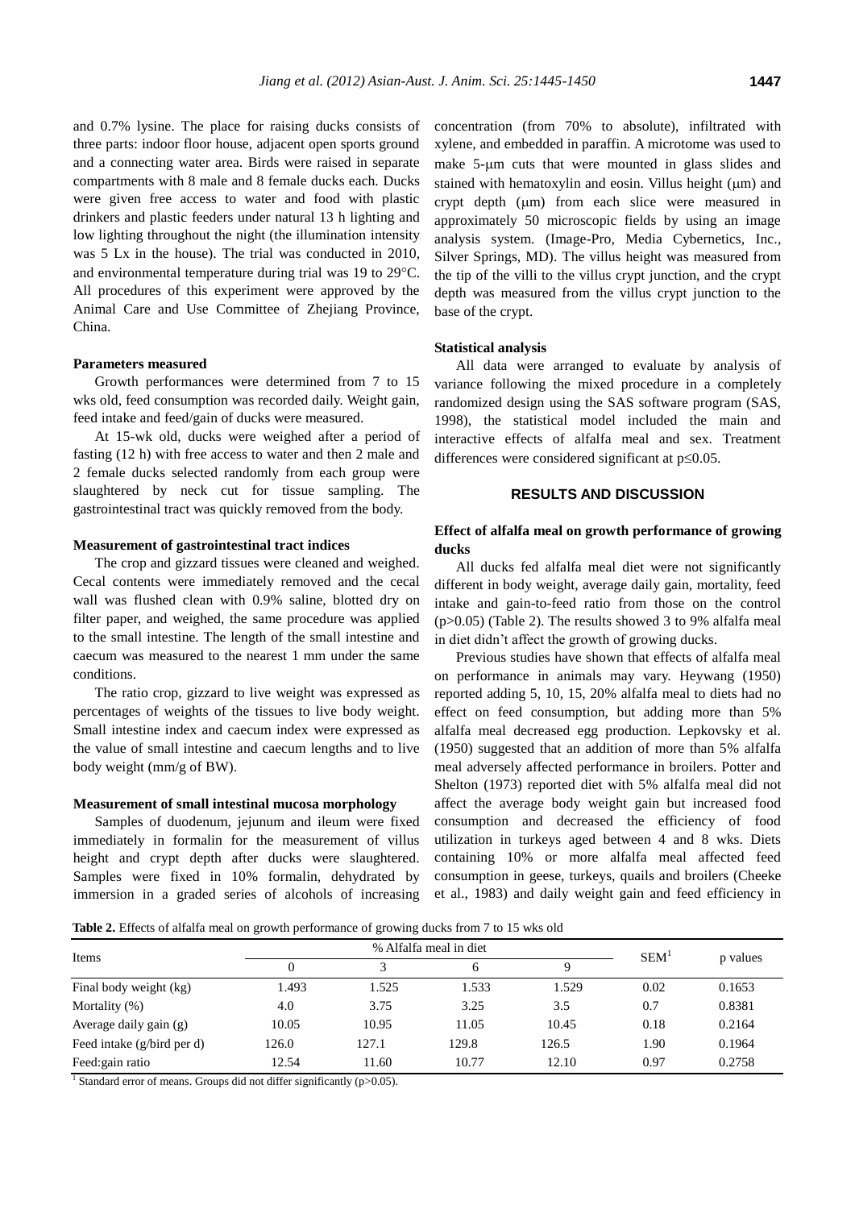and 0.7% lysine. The place for raising ducks consists of three parts: indoor floor house, adjacent open sports ground and a connecting water area. Birds were raised in separate compartments with 8 male and 8 female ducks each. Ducks were given free access to water and food with plastic drinkers and plastic feeders under natural 13 h lighting and low lighting throughout the night (the illumination intensity was 5 Lx in the house). The trial was conducted in 2010, and environmental temperature during trial was 19 to 29°C. All procedures of this experiment were approved by the Animal Care and Use Committee of Zhejiang Province, China.

### Parameters measured

Growth performances were determined from 7 to 15 wks old, feed consumption was recorded daily. Weight gain, feed intake and feed/gain of ducks were measured.

At 15-wk old, ducks were weighed after a period of fasting (12 h) with free access to water and then 2 male and 2 female ducks selected randomly from each group were slaughtered by neck cut for tissue sampling. The gastrointestinal tract was quickly removed from the body.

### Measurement of gastrointestinal tract indices

The crop and gizzard tissues were cleaned and weighed. Cecal contents were immediately removed and the cecal wall was flushed clean with 0.9% saline, blotted dry on filter paper, and weighed, the same procedure was applied to the small intestine. The length of the small intestine and caecum was measured to the nearest 1 mm under the same conditions.

The ratio crop, gizzard to live weight was expressed as percentages of weights of the tissues to live body weight. Small intestine index and caecum index were expressed as the value of small intestine and caecum lengths and to live body weight (mm/g of BW).

### Measurement of small intestinal mucosa morphology

Samples of duodenum, jejunum and ileum were fixed immediately in formalin for the measurement of villus height and crypt depth after ducks were slaughtered. Samples were fixed in 10% formalin, dehydrated by immersion in a graded series of alcohols of increasing concentration (from 70% to absolute), infiltrated with xylene, and embedded in paraffin. A microtome was used to make 5-μm cuts that were mounted in glass slides and stained with hematoxylin and eosin. Villus height (μm) and crypt depth (μm) from each slice were measured in approximately 50 microscopic fields by using an image analysis system. (Image-Pro, Media Cybernetics, Inc., Silver Springs, MD). The villus height was measured from the tip of the villi to the villus crypt junction, and the crypt depth was measured from the villus crypt junction to the base of the crypt.

### Statistical analysis

All data were arranged to evaluate by analysis of variance following the mixed procedure in a completely randomized design using the SAS software program (SAS, 1998), the statistical model included the main and interactive effects of alfalfa meal and sex. Treatment differences were considered significant at $p \leq 0.05$.

## RESULTS AND DISCUSSION

### Effect of alfalfa meal on growth performance of growing ducks

All ducks fed alfalfa meal diet were not significantly different in body weight, average daily gain, mortality, feed intake and gain-to-feed ratio from those on the control ($p>0.05$) (Table 2). The results showed 3 to 9% alfalfa meal in diet didn't affect the growth of growing ducks.

Previous studies have shown that effects of alfalfa meal on performance in animals may vary. Heywang (1950) reported adding 5, 10, 15, 20% alfalfa meal to diets had no effect on feed consumption, but adding more than 5% alfalfa meal decreased egg production. Lepkovsky et al. (1950) suggested that an addition of more than 5% alfalfa meal adversely affected performance in broilers. Potter and Shelton (1973) reported diet with 5% alfalfa meal did not affect the average body weight gain but increased food consumption and decreased the efficiency of food utilization in turkeys aged between 4 and 8 wks. Diets containing 10% or more alfalfa meal affected feed consumption in geese, turkeys, quails and broilers (Cheeke et al., 1983) and daily weight gain and feed efficiency in

**Table 2.** Effects of alfalfa meal on growth performance of growing ducks from 7 to 15 wks old

| Items | % Alfalfa meal in diet | | | | SEM[1] | p values |
|---|---|---|---|---|---|---|
| | 0 | 3 | 6 | 9 | | |
| Final body weight (kg) | 1.493 | 1.525 | 1.533 | 1.529 | 0.02 | 0.1653 |
| Mortality (%) | 4.0 | 3.75 | 3.25 | 3.5 | 0.7 | 0.8381 |
| Average daily gain (g) | 10.05 | 10.95 | 11.05 | 10.45 | 0.18 | 0.2164 |
| Feed intake (g/bird per d) | 126.0 | 127.1 | 129.8 | 126.5 | 1.90 | 0.1964 |
| Feed:gain ratio | 12.54 | 11.60 | 10.77 | 12.10 | 0.97 | 0.2758 |

[1] Standard error of means. Groups did not differ significantly ($p>0.05$).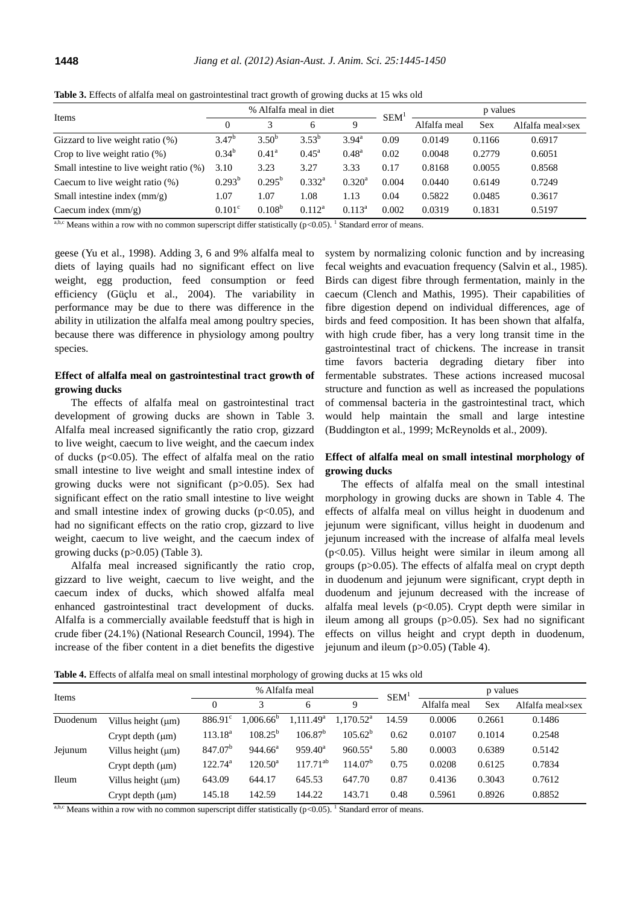**Table 3.** Effects of alfalfa meal on gastrointestinal tract growth of growing ducks at 15 wks old

| Items | % Alfalfa meal in diet | | | | SEM[1] | p values | | |
|---|---|---|---|---|---|---|---|---|
| | 0 | 3 | 6 | 9 | | Alfalfa meal | Sex | Alfalfa meal×sex |
| Gizzard to live weight ratio (%) | 3.47[b] | 3.50[b] | 3.53[b] | 3.94[a] | 0.09 | 0.0149 | 0.1166 | 0.6917 |
| Crop to live weight ratio (%) | 0.34[b] | 0.41[a] | 0.45[a] | 0.48[a] | 0.02 | 0.0048 | 0.2779 | 0.6051 |
| Small intestine to live weight ratio (%) | 3.10 | 3.23 | 3.27 | 3.33 | 0.17 | 0.8168 | 0.0055 | 0.8568 |
| Caecum to live weight ratio (%) | 0.293[b] | 0.295[b] | 0.332[a] | 0.320[a] | 0.004 | 0.0440 | 0.6149 | 0.7249 |
| Small intestine index (mm/g) | 1.07 | 1.07 | 1.08 | 1.13 | 0.04 | 0.5822 | 0.0485 | 0.3617 |
| Caecum index (mm/g) | 0.101[c] | 0.108[b] | 0.112[a] | 0.113[a] | 0.002 | 0.0319 | 0.1831 | 0.5197 |

[a,b,c] Means within a row with no common superscript differ statistically ($p<0.05$). [1] Standard error of means.

geese (Yu et al., 1998). Adding 3, 6 and 9% alfalfa meal to diets of laying quails had no significant effect on live weight, egg production, feed consumption or feed efficiency (Güçlu et al., 2004). The variability in performance may be due to there was difference in the ability in utilization the alfalfa meal among poultry species, because there was difference in physiology among poultry species.

### Effect of alfalfa meal on gastrointestinal tract growth of growing ducks

The effects of alfalfa meal on gastrointestinal tract development of growing ducks are shown in Table 3. Alfalfa meal increased significantly the ratio crop, gizzard to live weight, caecum to live weight, and the caecum index of ducks ($p<0.05$). The effect of alfalfa meal on the ratio small intestine to live weight and small intestine index of growing ducks were not significant ($p>0.05$). Sex had significant effect on the ratio small intestine to live weight and small intestine index of growing ducks ($p<0.05$), and had no significant effects on the ratio crop, gizzard to live weight, caecum to live weight, and the caecum index of growing ducks ($p>0.05$) (Table 3).

Alfalfa meal increased significantly the ratio crop, gizzard to live weight, caecum to live weight, and the caecum index of ducks, which showed alfalfa meal enhanced gastrointestinal tract development of ducks. Alfalfa is a commercially available feedstuff that is high in crude fiber (24.1%) (National Research Council, 1994). The increase of the fiber content in a diet benefits the digestive system by normalizing colonic function and by increasing fecal weights and evacuation frequency (Salvin et al., 1985). Birds can digest fibre through fermentation, mainly in the caecum (Clench and Mathis, 1995). Their capabilities of fibre digestion depend on individual differences, age of birds and feed composition. It has been shown that alfalfa, with high crude fiber, has a very long transit time in the gastrointestinal tract of chickens. The increase in transit time favors bacteria degrading dietary fiber into fermentable substrates. These actions increased mucosal structure and function as well as increased the populations of commensal bacteria in the gastrointestinal tract, which would help maintain the small and large intestine (Buddington et al., 1999; McReynolds et al., 2009).

### Effect of alfalfa meal on small intestinal morphology of growing ducks

The effects of alfalfa meal on the small intestinal morphology in growing ducks are shown in Table 4. The effects of alfalfa meal on villus height in duodenum and jejunum were significant, villus height in duodenum and jejunum increased with the increase of alfalfa meal levels ($p<0.05$). Villus height were similar in ileum among all groups ($p>0.05$). The effects of alfalfa meal on crypt depth in duodenum and jejunum were significant, crypt depth in duodenum and jejunum decreased with the increase of alfalfa meal levels ($p<0.05$). Crypt depth were similar in ileum among all groups ($p>0.05$). Sex had no significant effects on villus height and crypt depth in duodenum, jejunum and ileum ($p>0.05$) (Table 4).

**Table 4.** Effects of alfalfa meal on small intestinal morphology of growing ducks at 15 wks old

| Items | | % Alfalfa meal | | | | SEM[1] | p values | | |
|---|---|---|---|---|---|---|---|---|---|
| | | 0 | 3 | 6 | 9 | | Alfalfa meal | Sex | Alfalfa meal×sex |
| Duodenum | Villus height (μm) | 886.91[c] | 1,006.66[b] | 1,111.49[a] | 1,170.52[a] | 14.59 | 0.0006 | 0.2661 | 0.1486 |
| | Crypt depth (μm) | 113.18[a] | 108.25[b] | 106.87[b] | 105.62[b] | 0.62 | 0.0107 | 0.1014 | 0.2548 |
| Jejunum | Villus height (μm) | 847.07[b] | 944.66[a] | 959.40[a] | 960.55[a] | 5.80 | 0.0003 | 0.6389 | 0.5142 |
| | Crypt depth (μm) | 122.74[a] | 120.50[a] | 117.71[ab] | 114.07[b] | 0.75 | 0.0208 | 0.6125 | 0.7834 |
| Ileum | Villus height (μm) | 643.09 | 644.17 | 645.53 | 647.70 | 0.87 | 0.4136 | 0.3043 | 0.7612 |
| | Crypt depth (μm) | 145.18 | 142.59 | 144.22 | 143.71 | 0.48 | 0.5961 | 0.8926 | 0.8852 |

[a,b,c] Means within a row with no common superscript differ statistically ($p<0.05$). [1] Standard error of means.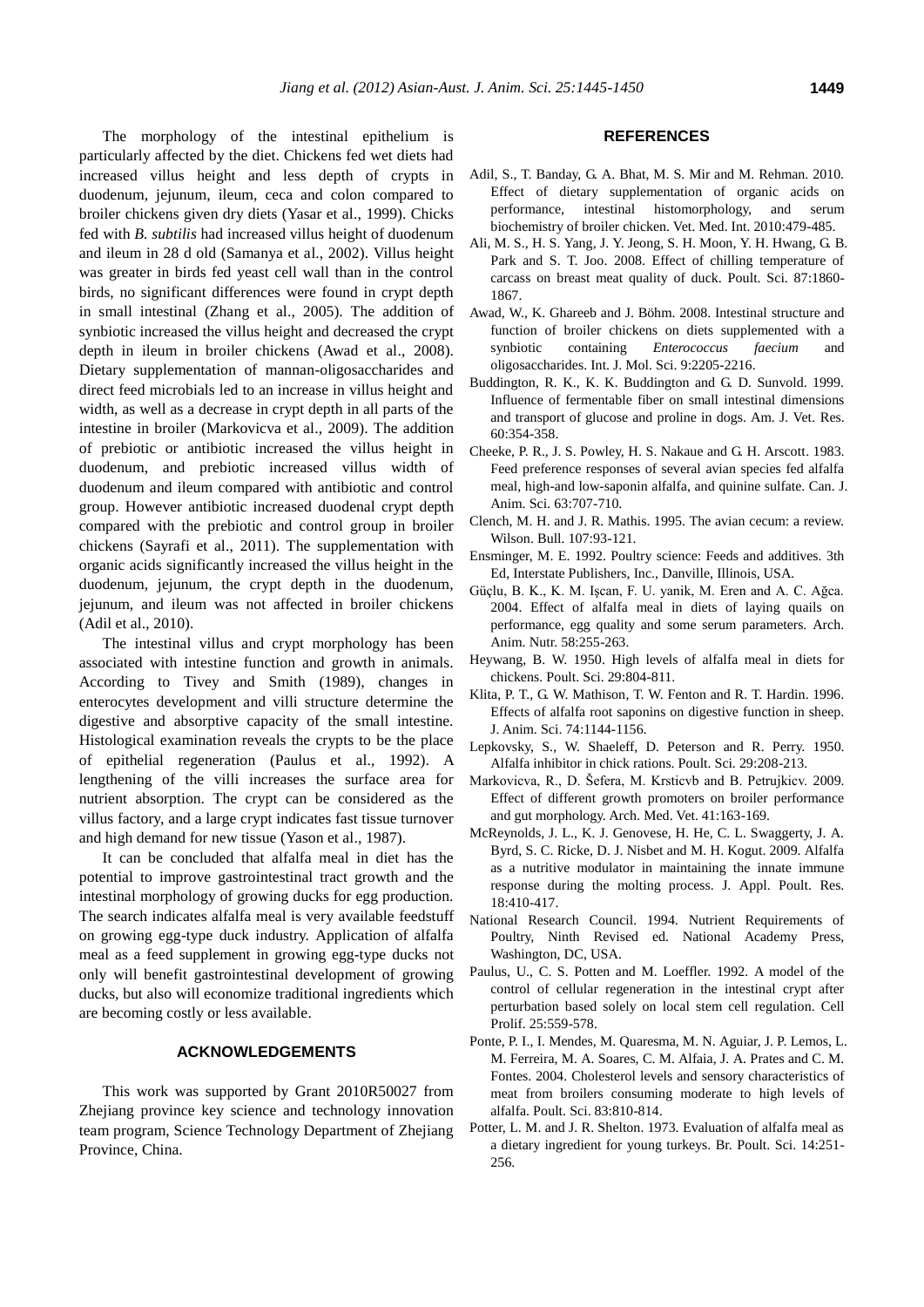The morphology of the intestinal epithelium is particularly affected by the diet. Chickens fed wet diets had increased villus height and less depth of crypts in duodenum, jejunum, ileum, ceca and colon compared to broiler chickens given dry diets (Yasar et al., 1999). Chicks fed with *B. subtilis* had increased villus height of duodenum and ileum in 28 d old (Samanya et al., 2002). Villus height was greater in birds fed yeast cell wall than in the control birds, no significant differences were found in crypt depth in small intestinal (Zhang et al., 2005). The addition of synbiotic increased the villus height and decreased the crypt depth in ileum in broiler chickens (Awad et al., 2008). Dietary supplementation of mannan-oligosaccharides and direct feed microbials led to an increase in villus height and width, as well as a decrease in crypt depth in all parts of the intestine in broiler (Markovicva et al., 2009). The addition of prebiotic or antibiotic increased the villus height in duodenum, and prebiotic increased villus width of duodenum and ileum compared with antibiotic and control group. However antibiotic increased duodenal crypt depth compared with the prebiotic and control group in broiler chickens (Sayrafi et al., 2011). The supplementation with organic acids significantly increased the villus height in the duodenum, jejunum, the crypt depth in the duodenum, jejunum, and ileum was not affected in broiler chickens (Adil et al., 2010).

The intestinal villus and crypt morphology has been associated with intestine function and growth in animals. According to Tivey and Smith (1989), changes in enterocytes development and villi structure determine the digestive and absorptive capacity of the small intestine. Histological examination reveals the crypts to be the place of epithelial regeneration (Paulus et al., 1992). A lengthening of the villi increases the surface area for nutrient absorption. The crypt can be considered as the villus factory, and a large crypt indicates fast tissue turnover and high demand for new tissue (Yason et al., 1987).

It can be concluded that alfalfa meal in diet has the potential to improve gastrointestinal tract growth and the intestinal morphology of growing ducks for egg production. The search indicates alfalfa meal is very available feedstuff on growing egg-type duck industry. Application of alfalfa meal as a feed supplement in growing egg-type ducks not only will benefit gastrointestinal development of growing ducks, but also will economize traditional ingredients which are becoming costly or less available.

## ACKNOWLEDGEMENTS

This work was supported by Grant 2010R50027 from Zhejiang province key science and technology innovation team program, Science Technology Department of Zhejiang Province, China.

## REFERENCES

Adil, S., T. Banday, G. A. Bhat, M. S. Mir and M. Rehman. 2010. Effect of dietary supplementation of organic acids on performance, intestinal histomorphology, and serum biochemistry of broiler chicken. Vet. Med. Int. 2010:479-485.

Ali, M. S., H. S. Yang, J. Y. Jeong, S. H. Moon, Y. H. Hwang, G. B. Park and S. T. Joo. 2008. Effect of chilling temperature of carcass on breast meat quality of duck. Poult. Sci. 87:1860-1867.

Awad, W., K. Ghareeb and J. Böhm. 2008. Intestinal structure and function of broiler chickens on diets supplemented with a synbiotic containing *Enterococcus faecium* and oligosaccharides. Int. J. Mol. Sci. 9:2205-2216.

Buddington, R. K., K. K. Buddington and G. D. Sunvold. 1999. Influence of fermentable fiber on small intestinal dimensions and transport of glucose and proline in dogs. Am. J. Vet. Res. 60:354-358.

Cheeke, P. R., J. S. Powley, H. S. Nakaue and G. H. Arscott. 1983. Feed preference responses of several avian species fed alfalfa meal, high-and low-saponin alfalfa, and quinine sulfate. Can. J. Anim. Sci. 63:707-710.

Clench, M. H. and J. R. Mathis. 1995. The avian cecum: a review. Wilson. Bull. 107:93-121.

Ensminger, M. E. 1992. Poultry science: Feeds and additives. 3th Ed, Interstate Publishers, Inc., Danville, Illinois, USA.

Güçlu, B. K., K. M. Işcan, F. U. yanik, M. Eren and A. C. Ağca. 2004. Effect of alfalfa meal in diets of laying quails on performance, egg quality and some serum parameters. Arch. Anim. Nutr. 58:255-263.

Heywang, B. W. 1950. High levels of alfalfa meal in diets for chickens. Poult. Sci. 29:804-811.

Klita, P. T., G. W. Mathison, T. W. Fenton and R. T. Hardin. 1996. Effects of alfalfa root saponins on digestive function in sheep. J. Anim. Sci. 74:1144-1156.

Lepkovsky, S., W. Shaeleff, D. Peterson and R. Perry. 1950. Alfalfa inhibitor in chick rations. Poult. Sci. 29:208-213.

Markovicva, R., D. Šefera, M. Krsticvb and B. Petrujkicv. 2009. Effect of different growth promoters on broiler performance and gut morphology. Arch. Med. Vet. 41:163-169.

McReynolds, J. L., K. J. Genovese, H. He, C. L. Swaggerty, J. A. Byrd, S. C. Ricke, D. J. Nisbet and M. H. Kogut. 2009. Alfalfa as a nutritive modulator in maintaining the innate immune response during the molting process. J. Appl. Poult. Res. 18:410-417.

National Research Council. 1994. Nutrient Requirements of Poultry, Ninth Revised ed. National Academy Press, Washington, DC, USA.

Paulus, U., C. S. Potten and M. Loeffler. 1992. A model of the control of cellular regeneration in the intestinal crypt after perturbation based solely on local stem cell regulation. Cell Prolif. 25:559-578.

Ponte, P. I., I. Mendes, M. Quaresma, M. N. Aguiar, J. P. Lemos, L. M. Ferreira, M. A. Soares, C. M. Alfaia, J. A. Prates and C. M. Fontes. 2004. Cholesterol levels and sensory characteristics of meat from broilers consuming moderate to high levels of alfalfa. Poult. Sci. 83:810-814.

Potter, L. M. and J. R. Shelton. 1973. Evaluation of alfalfa meal as a dietary ingredient for young turkeys. Br. Poult. Sci. 14:251-256.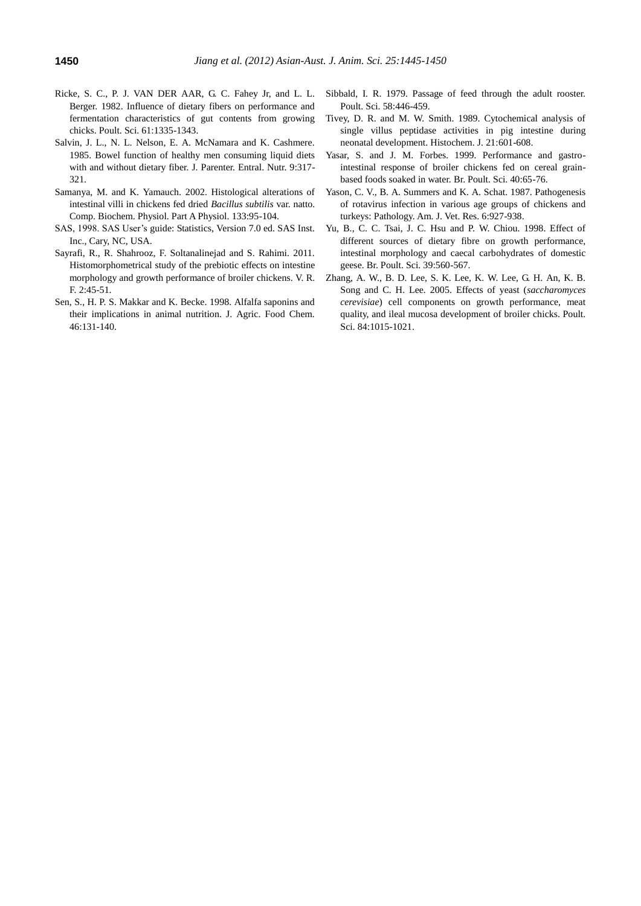Ricke, S. C., P. J. VAN DER AAR, G. C. Fahey Jr, and L. L. Berger. 1982. Influence of dietary fibers on performance and fermentation characteristics of gut contents from growing chicks. Poult. Sci. 61:1335-1343.

Salvin, J. L., N. L. Nelson, E. A. McNamara and K. Cashmere. 1985. Bowel function of healthy men consuming liquid diets with and without dietary fiber. J. Parenter. Entral. Nutr. 9:317-321.

Samanya, M. and K. Yamauch. 2002. Histological alterations of intestinal villi in chickens fed dried *Bacillus subtilis* var. natto. Comp. Biochem. Physiol. Part A Physiol. 133:95-104.

SAS, 1998. SAS User's guide: Statistics, Version 7.0 ed. SAS Inst. Inc., Cary, NC, USA.

Sayrafi, R., R. Shahrooz, F. Soltanalinejad and S. Rahimi. 2011. Histomorphometrical study of the prebiotic effects on intestine morphology and growth performance of broiler chickens. V. R. F. 2:45-51.

Sen, S., H. P. S. Makkar and K. Becke. 1998. Alfalfa saponins and their implications in animal nutrition. J. Agric. Food Chem. 46:131-140.

Sibbald, I. R. 1979. Passage of feed through the adult rooster. Poult. Sci. 58:446-459.

Tivey, D. R. and M. W. Smith. 1989. Cytochemical analysis of single villus peptidase activities in pig intestine during neonatal development. Histochem. J. 21:601-608.

Yasar, S. and J. M. Forbes. 1999. Performance and gastro-intestinal response of broiler chickens fed on cereal grain-based foods soaked in water. Br. Poult. Sci. 40:65-76.

Yason, C. V., B. A. Summers and K. A. Schat. 1987. Pathogenesis of rotavirus infection in various age groups of chickens and turkeys: Pathology. Am. J. Vet. Res. 6:927-938.

Yu, B., C. C. Tsai, J. C. Hsu and P. W. Chiou. 1998. Effect of different sources of dietary fibre on growth performance, intestinal morphology and caecal carbohydrates of domestic geese. Br. Poult. Sci. 39:560-567.

Zhang, A. W., B. D. Lee, S. K. Lee, K. W. Lee, G. H. An, K. B. Song and C. H. Lee. 2005. Effects of yeast (*saccharomyces cerevisiae*) cell components on growth performance, meat quality, and ileal mucosa development of broiler chicks. Poult. Sci. 84:1015-1021.